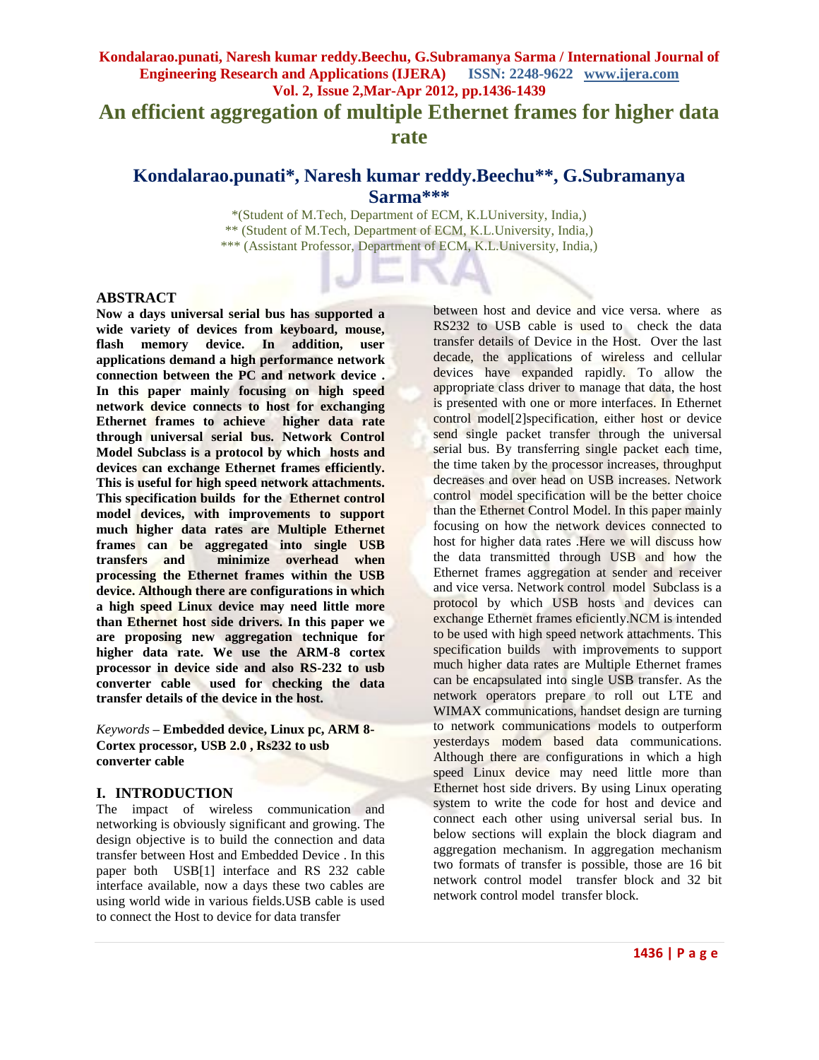# An efficient aggregation of multiple Ethernet frames for higher data rate

## Kondalarao.punati*, Naresh kumar reddy.Beechu**, G.Subramanya Sarma***

*(Student of M.Tech, Department of ECM, K.LUniversity, India,)
** (Student of M.Tech, Department of ECM, K.L.University, India,)
*** (Assistant Professor, Department of ECM, K.L.University, India,)

### ABSTRACT

**Now a days universal serial bus has supported a wide variety of devices from keyboard, mouse, flash memory device. In addition, user applications demand a high performance network connection between the PC and network device . In this paper mainly focusing on high speed network device connects to host for exchanging Ethernet frames to achieve higher data rate through universal serial bus. Network Control Model Subclass is a protocol by which hosts and devices can exchange Ethernet frames efficiently. This is useful for high speed network attachments. This specification builds for the Ethernet control model devices, with improvements to support much higher data rates are Multiple Ethernet frames can be aggregated into single USB transfers and minimize overhead when processing the Ethernet frames within the USB device. Although there are configurations in which a high speed Linux device may need little more than Ethernet host side drivers. In this paper we are proposing new aggregation technique for higher data rate. We use the ARM-8 cortex processor in device side and also RS-232 to usb converter cable used for checking the data transfer details of the device in the host.**

*Keywords* – **Embedded device, Linux pc, ARM 8-Cortex processor, USB 2.0 , Rs232 to usb converter cable**

### I. INTRODUCTION

The impact of wireless communication and networking is obviously significant and growing. The design objective is to build the connection and data transfer between Host and Embedded Device . In this paper both USB[1] interface and RS 232 cable interface available, now a days these two cables are using world wide in various fields.USB cable is used to connect the Host to device for data transfer between host and device and vice versa. where as RS232 to USB cable is used to check the data transfer details of Device in the Host. Over the last decade, the applications of wireless and cellular devices have expanded rapidly. To allow the appropriate class driver to manage that data, the host is presented with one or more interfaces. In Ethernet control model[2]specification, either host or device send single packet transfer through the universal serial bus. By transferring single packet each time, the time taken by the processor increases, throughput decreases and over head on USB increases. Network control model specification will be the better choice than the Ethernet Control Model. In this paper mainly focusing on how the network devices connected to host for higher data rates .Here we will discuss how the data transmitted through USB and how the Ethernet frames aggregation at sender and receiver and vice versa. Network control model Subclass is a protocol by which USB hosts and devices can exchange Ethernet frames eficiently.NCM is intended to be used with high speed network attachments. This specification builds with improvements to support much higher data rates are Multiple Ethernet frames can be encapsulated into single USB transfer. As the network operators prepare to roll out LTE and WIMAX communications, handset design are turning to network communications models to outperform yesterdays modem based data communications. Although there are configurations in which a high speed Linux device may need little more than Ethernet host side drivers. By using Linux operating system to write the code for host and device and connect each other using universal serial bus. In below sections will explain the block diagram and aggregation mechanism. In aggregation mechanism two formats of transfer is possible, those are 16 bit network control model transfer block and 32 bit network control model transfer block.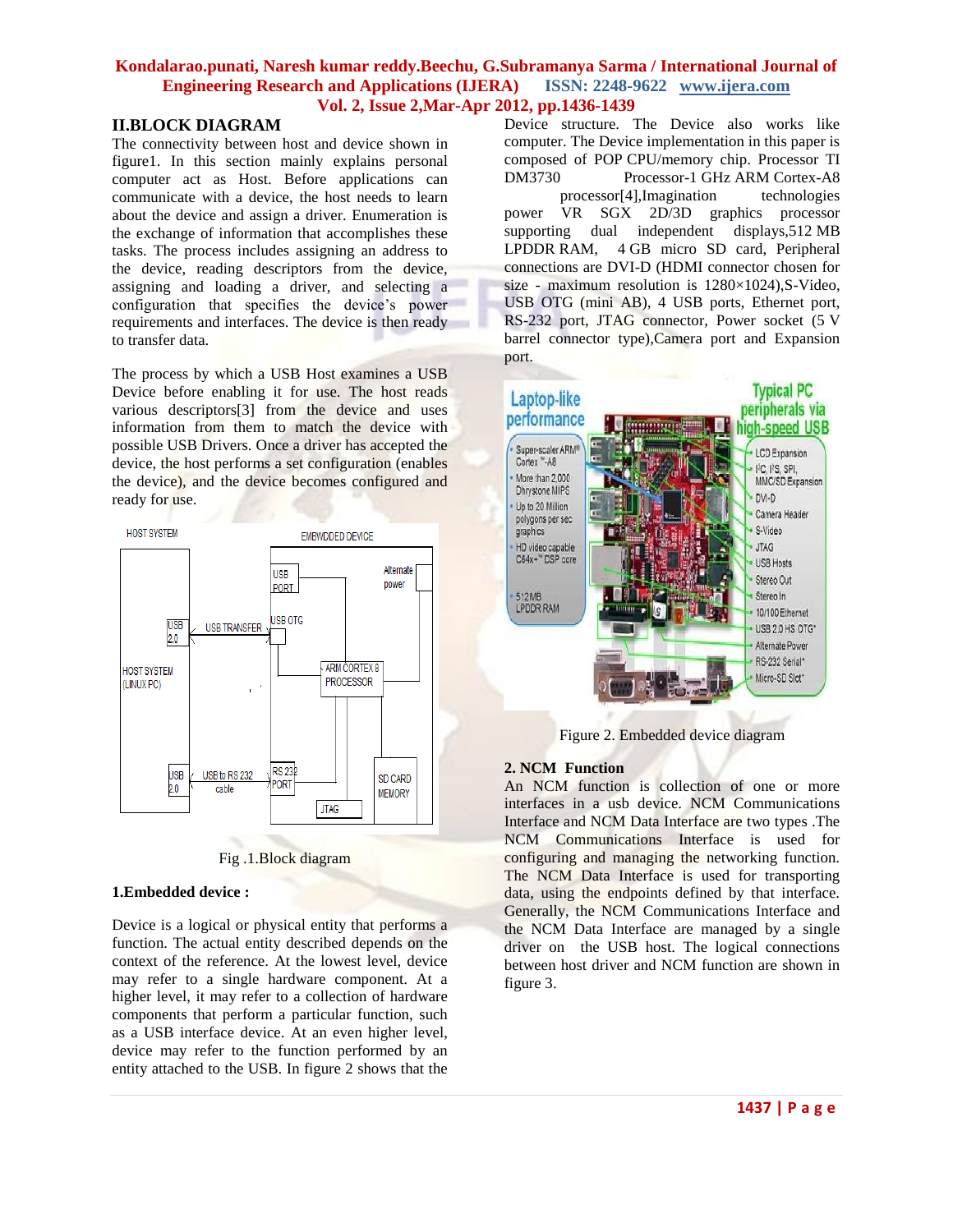## II.BLOCK DIAGRAM

The connectivity between host and device shown in figure1. In this section mainly explains personal computer act as Host. Before applications can communicate with a device, the host needs to learn about the device and assign a driver. Enumeration is the exchange of information that accomplishes these tasks. The process includes assigning an address to the device, reading descriptors from the device, assigning and loading a driver, and selecting a configuration that specifies the device's power requirements and interfaces. The device is then ready to transfer data.

The process by which a USB Host examines a USB Device before enabling it for use. The host reads various descriptors[3] from the device and uses information from them to match the device with possible USB Drivers. Once a driver has accepted the device, the host performs a set configuration (enables the device), and the device becomes configured and ready for use.

Fig .1.Block diagram

### 1.Embedded device :

Device is a logical or physical entity that performs a function. The actual entity described depends on the context of the reference. At the lowest level, device may refer to a single hardware component. At a higher level, it may refer to a collection of hardware components that perform a particular function, such as a USB interface device. At an even higher level, device may refer to the function performed by an entity attached to the USB. In figure 2 shows that the Device structure. The Device also works like computer. The Device implementation in this paper is composed of POP CPU/memory chip. Processor TI DM3730 Processor-1 GHz ARM Cortex-A8 processor[4],Imagination technologies power VR SGX 2D/3D graphics processor supporting dual independent displays,512 MB LPDDR RAM, 4 GB micro SD card, Peripheral connections are DVI-D (HDMI connector chosen for size - maximum resolution is 1280×1024),S-Video, USB OTG (mini AB), 4 USB ports, Ethernet port, RS-232 port, JTAG connector, Power socket (5 V barrel connector type),Camera port and Expansion port.

Figure 2. Embedded device diagram

### 2. NCM Function

An NCM function is collection of one or more interfaces in a usb device. NCM Communications Interface and NCM Data Interface are two types .The NCM Communications Interface is used for configuring and managing the networking function. The NCM Data Interface is used for transporting data, using the endpoints defined by that interface. Generally, the NCM Communications Interface and the NCM Data Interface are managed by a single driver on the USB host. The logical connections between host driver and NCM function are shown in figure 3.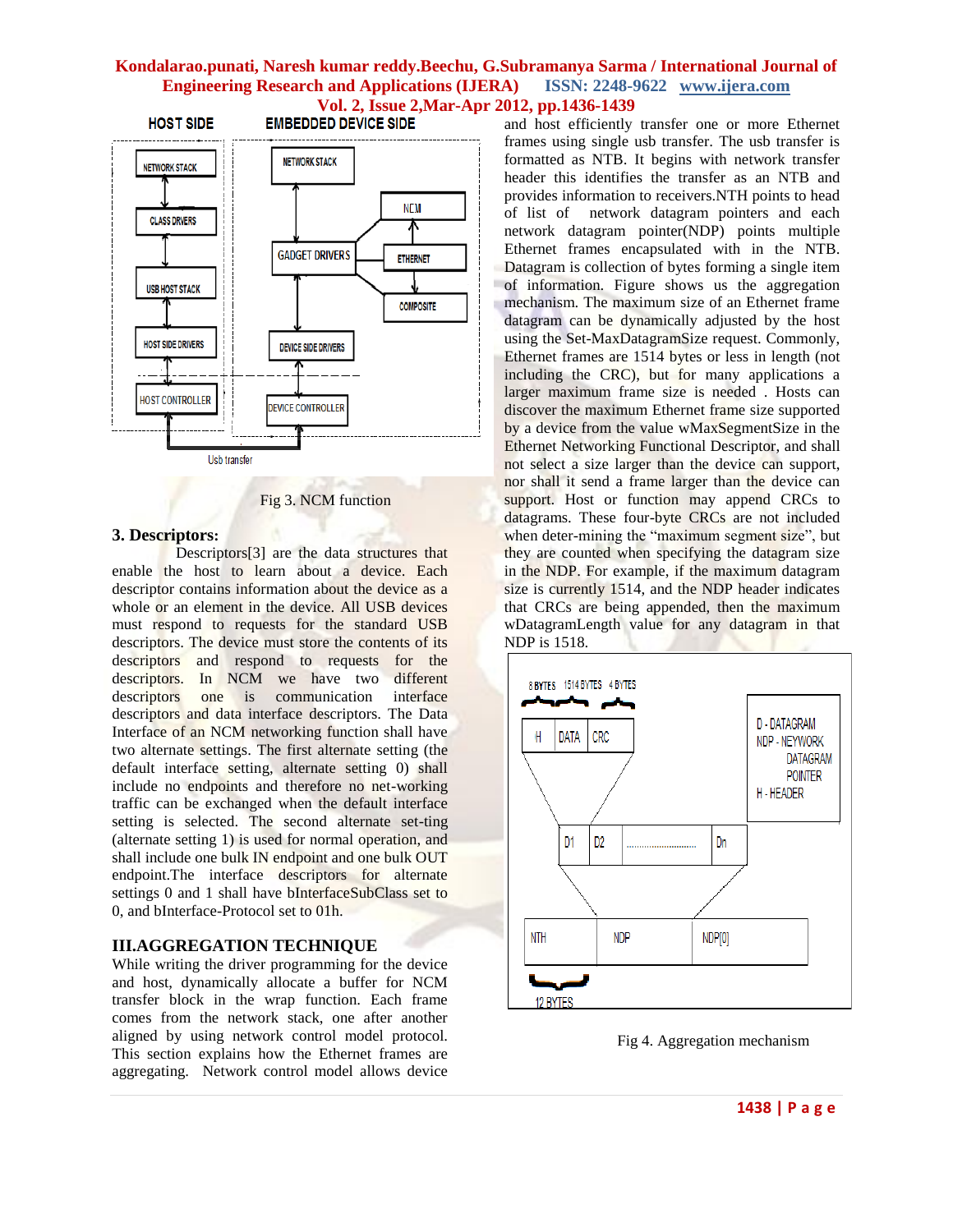Fig 3. NCM function

## 3. Descriptors:

Descriptors[3] are the data structures that enable the host to learn about a device. Each descriptor contains information about the device as a whole or an element in the device. All USB devices must respond to requests for the standard USB descriptors. The device must store the contents of its descriptors and respond to requests for the descriptors. In NCM we have two different descriptors one is communication interface descriptors and data interface descriptors. The Data Interface of an NCM networking function shall have two alternate settings. The first alternate setting (the default interface setting, alternate setting 0) shall include no endpoints and therefore no net-working traffic can be exchanged when the default interface setting is selected. The second alternate set-ting (alternate setting 1) is used for normal operation, and shall include one bulk IN endpoint and one bulk OUT endpoint.The interface descriptors for alternate settings 0 and 1 shall have bInterfaceSubClass set to 0, and bInterface-Protocol set to 01h.

## III.AGGREGATION TECHNIQUE

While writing the driver programming for the device and host, dynamically allocate a buffer for NCM transfer block in the wrap function. Each frame comes from the network stack, one after another aligned by using network control model protocol. This section explains how the Ethernet frames are aggregating. Network control model allows device and host efficiently transfer one or more Ethernet frames using single usb transfer. The usb transfer is formatted as NTB. It begins with network transfer header this identifies the transfer as an NTB and provides information to receivers.NTH points to head of list of network datagram pointers and each network datagram pointer(NDP) points multiple Ethernet frames encapsulated with in the NTB. Datagram is collection of bytes forming a single item of information. Figure shows us the aggregation mechanism. The maximum size of an Ethernet frame datagram can be dynamically adjusted by the host using the Set-MaxDatagramSize request. Commonly, Ethernet frames are 1514 bytes or less in length (not including the CRC), but for many applications a larger maximum frame size is needed . Hosts can discover the maximum Ethernet frame size supported by a device from the value wMaxSegmentSize in the Ethernet Networking Functional Descriptor, and shall not select a size larger than the device can support, nor shall it send a frame larger than the device can support. Host or function may append CRCs to datagrams. These four-byte CRCs are not included when deter-mining the "maximum segment size", but they are counted when specifying the datagram size in the NDP. For example, if the maximum datagram size is currently 1514, and the NDP header indicates that CRCs are being appended, then the maximum wDatagramLength value for any datagram in that NDP is 1518.

Fig 4. Aggregation mechanism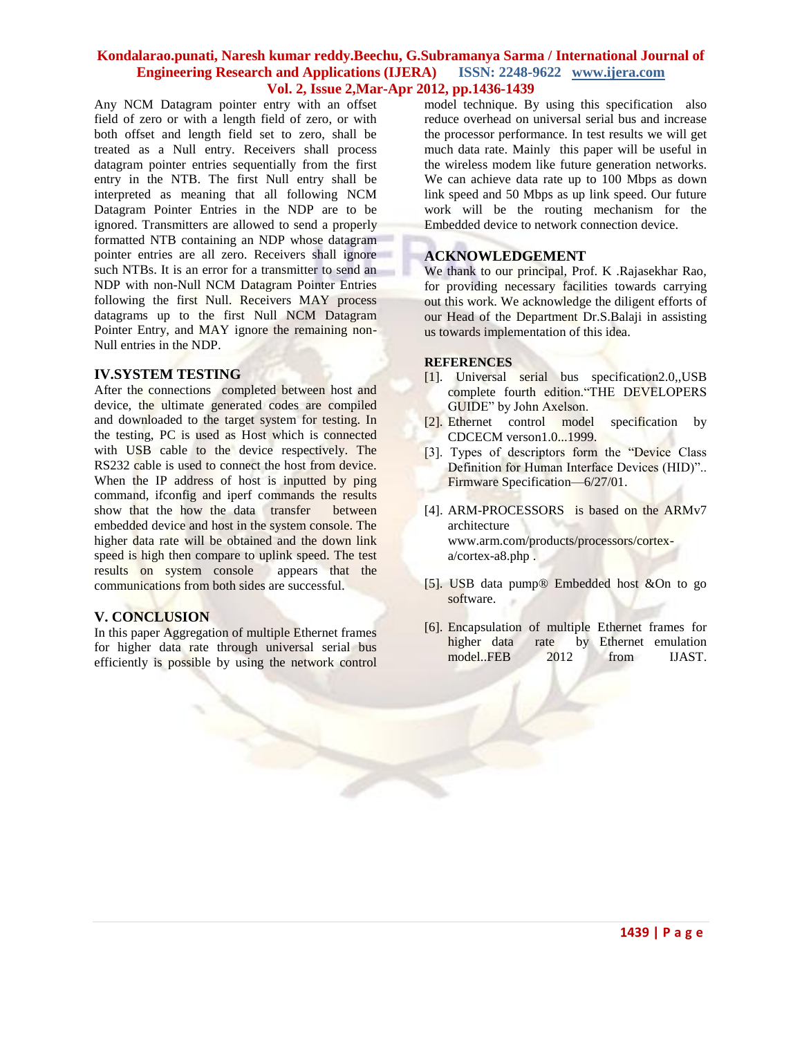Any NCM Datagram pointer entry with an offset field of zero or with a length field of zero, or with both offset and length field set to zero, shall be treated as a Null entry. Receivers shall process datagram pointer entries sequentially from the first entry in the NTB. The first Null entry shall be interpreted as meaning that all following NCM Datagram Pointer Entries in the NDP are to be ignored. Transmitters are allowed to send a properly formatted NTB containing an NDP whose datagram pointer entries are all zero. Receivers shall ignore such NTBs. It is an error for a transmitter to send an NDP with non-Null NCM Datagram Pointer Entries following the first Null. Receivers MAY process datagrams up to the first Null NCM Datagram Pointer Entry, and MAY ignore the remaining non-Null entries in the NDP.

## IV.SYSTEM TESTING

After the connections completed between host and device, the ultimate generated codes are compiled and downloaded to the target system for testing. In the testing, PC is used as Host which is connected with USB cable to the device respectively. The RS232 cable is used to connect the host from device. When the IP address of host is inputted by ping command, ifconfig and iperf commands the results show that the how the data transfer between embedded device and host in the system console. The higher data rate will be obtained and the down link speed is high then compare to uplink speed. The test results on system console appears that the communications from both sides are successful.

## V. CONCLUSION

In this paper Aggregation of multiple Ethernet frames for higher data rate through universal serial bus efficiently is possible by using the network control model technique. By using this specification also reduce overhead on universal serial bus and increase the processor performance. In test results we will get much data rate. Mainly this paper will be useful in the wireless modem like future generation networks. We can achieve data rate up to 100 Mbps as down link speed and 50 Mbps as up link speed. Our future work will be the routing mechanism for the Embedded device to network connection device.

## ACKNOWLEDGEMENT

We thank to our principal, Prof. K .Rajasekhar Rao, for providing necessary facilities towards carrying out this work. We acknowledge the diligent efforts of our Head of the Department Dr.S.Balaji in assisting us towards implementation of this idea.

### REFERENCES

[1]. Universal serial bus specification2.0,,USB complete fourth edition."THE DEVELOPERS GUIDE" by John Axelson.

[2]. Ethernet control model specification by CDCECM verson1.0...1999.

[3]. Types of descriptors form the "Device Class Definition for Human Interface Devices (HID)".. Firmware Specification—6/27/01.

[4]. ARM-PROCESSORS is based on the ARMv7 architecture www.arm.com/products/processors/cortex-a/cortex-a8.php .

[5]. USB data pump® Embedded host &On to go software.

[6]. Encapsulation of multiple Ethernet frames for higher data rate by Ethernet emulation model..FEB 2012 from IJAST.